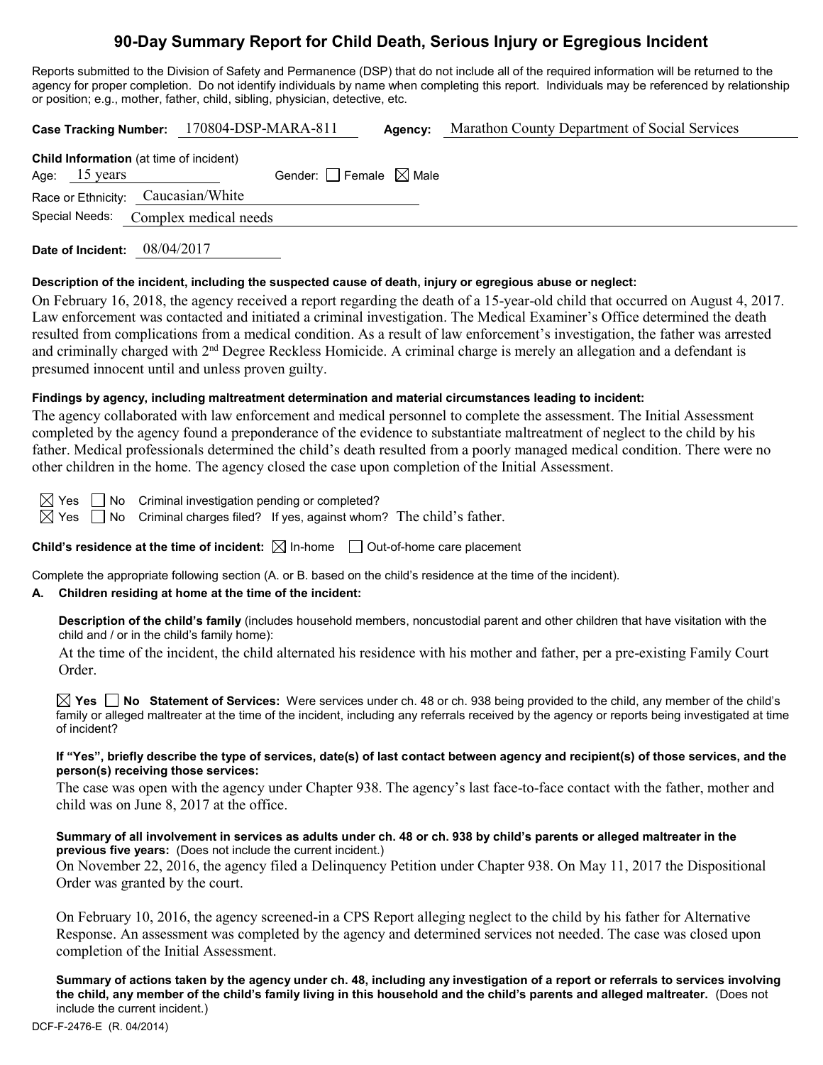# 90-Day Summary Report for Child Death, Serious Injury or Egregious Incident

Reports submitted to the Division of Safety and Permanence (DSP) that do not include all of the required information will be returned to the agency for proper completion. Do not identify individuals by name when completing this report. Individuals may be referenced by relationship or position; e.g., mother, father, child, sibling, physician, detective, etc.

**Case Tracking Number:** 170804-DSP-MARA-811 **Agency:** Marathon County Department of Social Services

**Child Information** (at time of incident)
Age: 15 years Gender: ☐ Female ☒ Male
Race or Ethnicity: Caucasian/White
Special Needs: Complex medical needs

**Date of Incident:** 08/04/2017

**Description of the incident, including the suspected cause of death, injury or egregious abuse or neglect:**

On February 16, 2018, the agency received a report regarding the death of a 15-year-old child that occurred on August 4, 2017. Law enforcement was contacted and initiated a criminal investigation. The Medical Examiner's Office determined the death resulted from complications from a medical condition. As a result of law enforcement's investigation, the father was arrested and criminally charged with 2nd Degree Reckless Homicide. A criminal charge is merely an allegation and a defendant is presumed innocent until and unless proven guilty.

**Findings by agency, including maltreatment determination and material circumstances leading to incident:**

The agency collaborated with law enforcement and medical personnel to complete the assessment. The Initial Assessment completed by the agency found a preponderance of the evidence to substantiate maltreatment of neglect to the child by his father. Medical professionals determined the child's death resulted from a poorly managed medical condition. There were no other children in the home. The agency closed the case upon completion of the Initial Assessment.

☒ Yes ☐ No Criminal investigation pending or completed?
☒ Yes ☐ No Criminal charges filed? If yes, against whom? The child's father.

**Child's residence at the time of incident:** ☒ In-home ☐ Out-of-home care placement

Complete the appropriate following section (A. or B. based on the child's residence at the time of the incident).

**A. Children residing at home at the time of the incident:**

**Description of the child's family** (includes household members, noncustodial parent and other children that have visitation with the child and / or in the child's family home):

At the time of the incident, the child alternated his residence with his mother and father, per a pre-existing Family Court Order.

☒ **Yes** ☐ **No Statement of Services:** Were services under ch. 48 or ch. 938 being provided to the child, any member of the child's family or alleged maltreater at the time of the incident, including any referrals received by the agency or reports being investigated at time of incident?

**If "Yes", briefly describe the type of services, date(s) of last contact between agency and recipient(s) of those services, and the person(s) receiving those services:**

The case was open with the agency under Chapter 938. The agency's last face-to-face contact with the father, mother and child was on June 8, 2017 at the office.

**Summary of all involvement in services as adults under ch. 48 or ch. 938 by child's parents or alleged maltreater in the previous five years:** (Does not include the current incident.)

On November 22, 2016, the agency filed a Delinquency Petition under Chapter 938. On May 11, 2017 the Dispositional Order was granted by the court.

On February 10, 2016, the agency screened-in a CPS Report alleging neglect to the child by his father for Alternative Response. An assessment was completed by the agency and determined services not needed. The case was closed upon completion of the Initial Assessment.

**Summary of actions taken by the agency under ch. 48, including any investigation of a report or referrals to services involving the child, any member of the child's family living in this household and the child's parents and alleged maltreater.** (Does not include the current incident.)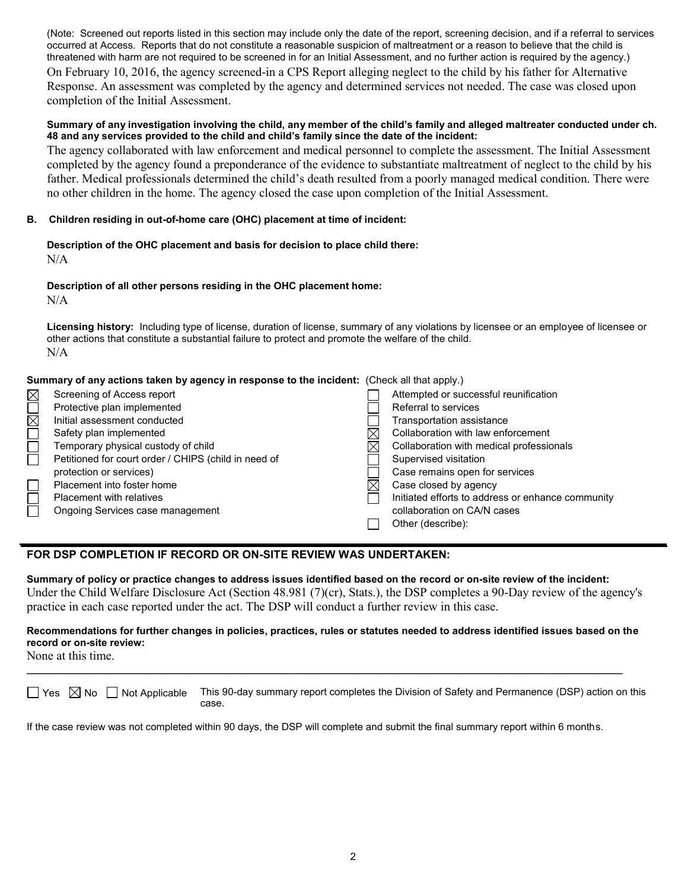(Note: Screened out reports listed in this section may include only the date of the report, screening decision, and if a referral to services occurred at Access. Reports that do not constitute a reasonable suspicion of maltreatment or a reason to believe that the child is threatened with harm are not required to be screened in for an Initial Assessment, and no further action is required by the agency.)

On February 10, 2016, the agency screened-in a CPS Report alleging neglect to the child by his father for Alternative Response. An assessment was completed by the agency and determined services not needed. The case was closed upon completion of the Initial Assessment.

**Summary of any investigation involving the child, any member of the child's family and alleged maltreater conducted under ch. 48 and any services provided to the child and child's family since the date of the incident:**

The agency collaborated with law enforcement and medical personnel to complete the assessment. The Initial Assessment completed by the agency found a preponderance of the evidence to substantiate maltreatment of neglect to the child by his father. Medical professionals determined the child's death resulted from a poorly managed medical condition. There were no other children in the home. The agency closed the case upon completion of the Initial Assessment.

**B. Children residing in out-of-home care (OHC) placement at time of incident:**

**Description of the OHC placement and basis for decision to place child there:**

N/A

**Description of all other persons residing in the OHC placement home:**

N/A

**Licensing history:** Including type of license, duration of license, summary of any violations by licensee or an employee of licensee or other actions that constitute a substantial failure to protect and promote the welfare of the child.

N/A

**Summary of any actions taken by agency in response to the incident:** (Check all that apply.)

- ☒ Screening of Access report
- ☐ Protective plan implemented
- ☒ Initial assessment conducted
- ☐ Safety plan implemented
- ☐ Temporary physical custody of child
- ☐ Petitioned for court order / CHIPS (child in need of protection or services)
- ☐ Placement into foster home
- ☐ Placement with relatives
- ☐ Ongoing Services case management
- ☐ Attempted or successful reunification
- ☐ Referral to services
- ☐ Transportation assistance
- ☒ Collaboration with law enforcement
- ☒ Collaboration with medical professionals
- ☐ Supervised visitation
- ☐ Case remains open for services
- ☒ Case closed by agency
- ☐ Initiated efforts to address or enhance community collaboration on CA/N cases
- ☐ Other (describe):

## FOR DSP COMPLETION IF RECORD OR ON-SITE REVIEW WAS UNDERTAKEN:

**Summary of policy or practice changes to address issues identified based on the record or on-site review of the incident:**

Under the Child Welfare Disclosure Act (Section 48.981 (7)(cr), Stats.), the DSP completes a 90-Day review of the agency's practice in each case reported under the act. The DSP will conduct a further review in this case.

**Recommendations for further changes in policies, practices, rules or statutes needed to address identified issues based on the record or on-site review:**

None at this time.

☐ Yes ☒ No ☐ Not Applicable This 90-day summary report completes the Division of Safety and Permanence (DSP) action on this case.

If the case review was not completed within 90 days, the DSP will complete and submit the final summary report within 6 months.